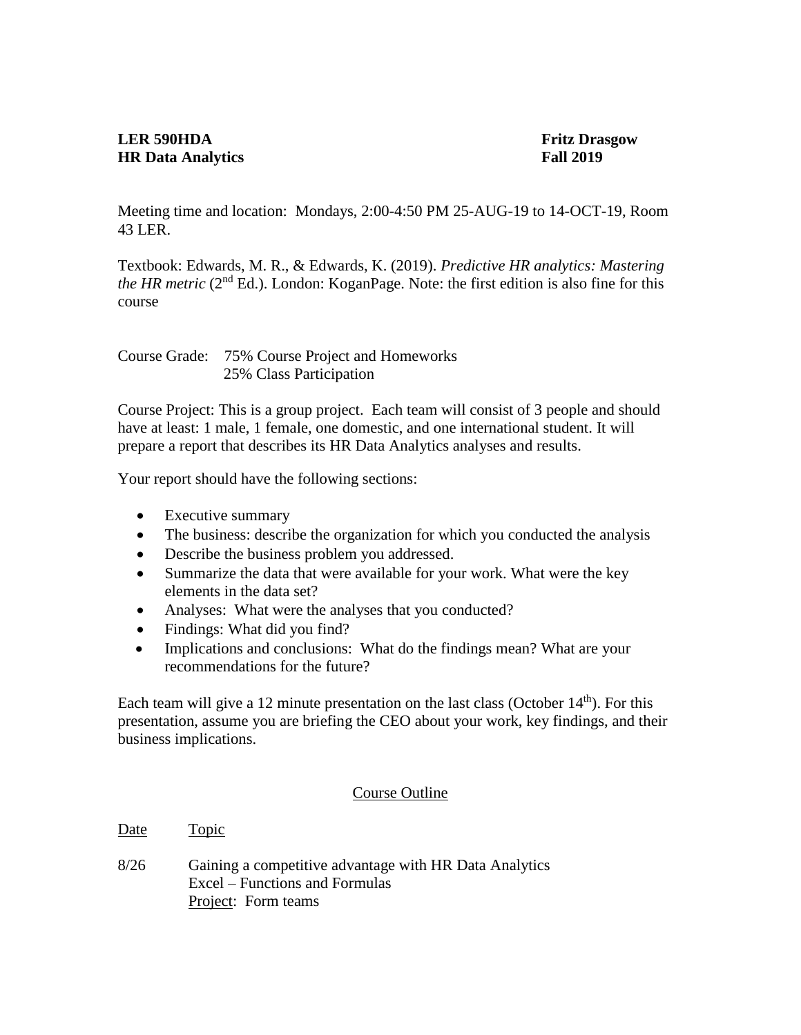**LER 590HDA** **Fritz Drasgow**
**HR Data Analytics** **Fall 2019**

Meeting time and location: Mondays, 2:00-4:50 PM 25-AUG-19 to 14-OCT-19, Room 43 LER.

Textbook: Edwards, M. R., & Edwards, K. (2019). *Predictive HR analytics: Mastering the HR metric* (2nd Ed.). London: KoganPage. Note: the first edition is also fine for this course

Course Grade: 75% Course Project and Homeworks
25% Class Participation

Course Project: This is a group project. Each team will consist of 3 people and should have at least: 1 male, 1 female, one domestic, and one international student. It will prepare a report that describes its HR Data Analytics analyses and results.

Your report should have the following sections:

- Executive summary
- The business: describe the organization for which you conducted the analysis
- Describe the business problem you addressed.
- Summarize the data that were available for your work. What were the key elements in the data set?
- Analyses: What were the analyses that you conducted?
- Findings: What did you find?
- Implications and conclusions: What do the findings mean? What are your recommendations for the future?

Each team will give a 12 minute presentation on the last class (October 14th). For this presentation, assume you are briefing the CEO about your work, key findings, and their business implications.

## Course Outline

| Date | Topic |
| --- | --- |
| 8/26 | Gaining a competitive advantage with HR Data Analytics<br>Excel – Functions and Formulas<br>Project: Form teams |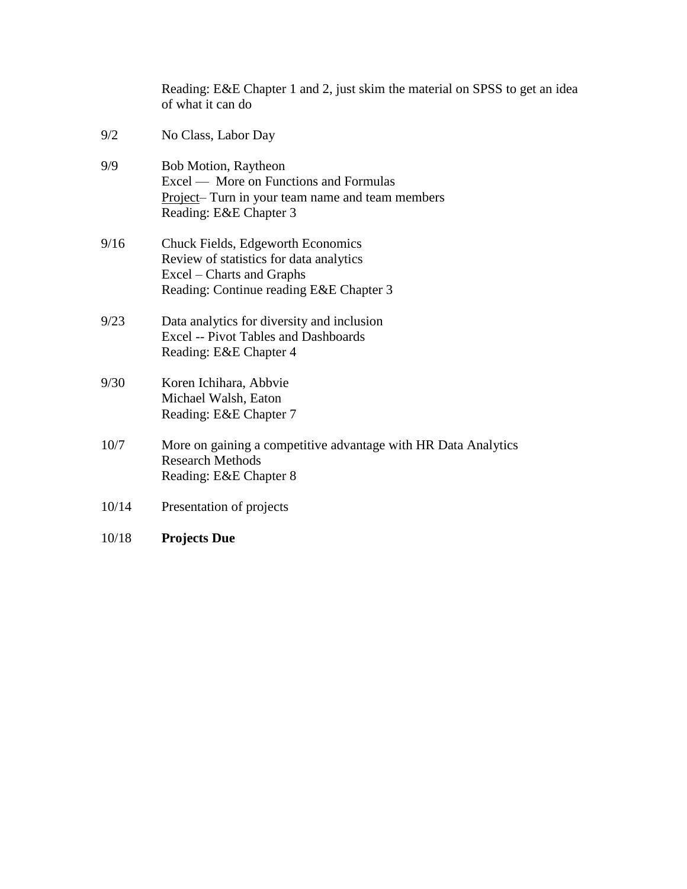Reading: E&E Chapter 1 and 2, just skim the material on SPSS to get an idea of what it can do

| | |
|---|---|
| 9/2 | No Class, Labor Day |
| 9/9 | Bob Motion, Raytheon<br>Excel — More on Functions and Formulas<br><u>Project</u>– Turn in your team name and team members<br>Reading: E&E Chapter 3 |
| 9/16 | Chuck Fields, Edgeworth Economics<br>Review of statistics for data analytics<br>Excel – Charts and Graphs<br>Reading: Continue reading E&E Chapter 3 |
| 9/23 | Data analytics for diversity and inclusion<br>Excel -- Pivot Tables and Dashboards<br>Reading: E&E Chapter 4 |
| 9/30 | Koren Ichihara, Abbvie<br>Michael Walsh, Eaton<br>Reading: E&E Chapter 7 |
| 10/7 | More on gaining a competitive advantage with HR Data Analytics<br>Research Methods<br>Reading: E&E Chapter 8 |
| 10/14 | Presentation of projects |
| 10/18 | **Projects Due** |